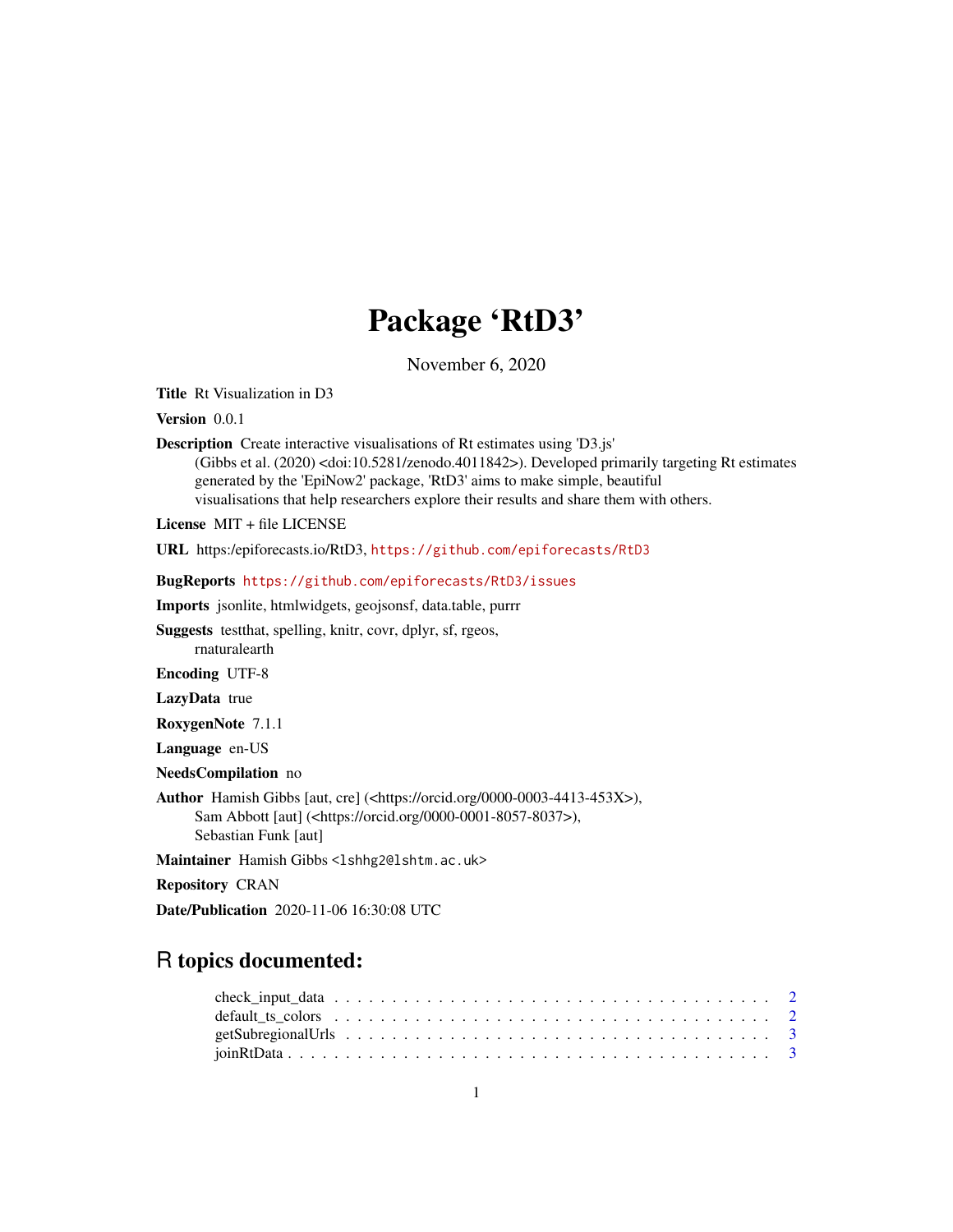# Package 'RtD3'

November 6, 2020

**Title** Rt Visualization in D3

**Version** 0.0.1

**Description** Create interactive visualisations of Rt estimates using 'D3.js' (Gibbs et al. (2020) <doi:10.5281/zenodo.4011842>). Developed primarily targeting Rt estimates generated by the 'EpiNow2' package, 'RtD3' aims to make simple, beautiful visualisations that help researchers explore their results and share them with others.

**License** MIT + file LICENSE

**URL** https:/epiforecasts.io/RtD3, https://github.com/epiforecasts/RtD3

**BugReports** https://github.com/epiforecasts/RtD3/issues

**Imports** jsonlite, htmlwidgets, geojsonsf, data.table, purrr

**Suggests** testthat, spelling, knitr, covr, dplyr, sf, rgeos, rnaturalearth

**Encoding** UTF-8

**LazyData** true

**RoxygenNote** 7.1.1

**Language** en-US

**NeedsCompilation** no

**Author** Hamish Gibbs [aut, cre] (<https://orcid.org/0000-0003-4413-453X>), Sam Abbott [aut] (<https://orcid.org/0000-0001-8057-8037>), Sebastian Funk [aut]

**Maintainer** Hamish Gibbs <lshhg2@lshtm.ac.uk>

**Repository** CRAN

**Date/Publication** 2020-11-06 16:30:08 UTC

## R topics documented:

check_input_data . . . . . . . . . . . . . . . . . . . . . . . . . . . . . . . . . . . . 2
default_ts_colors . . . . . . . . . . . . . . . . . . . . . . . . . . . . . . . . . . . . 2
getSubregionalUrls . . . . . . . . . . . . . . . . . . . . . . . . . . . . . . . . . . . 3
joinRtData . . . . . . . . . . . . . . . . . . . . . . . . . . . . . . . . . . . . . . . 3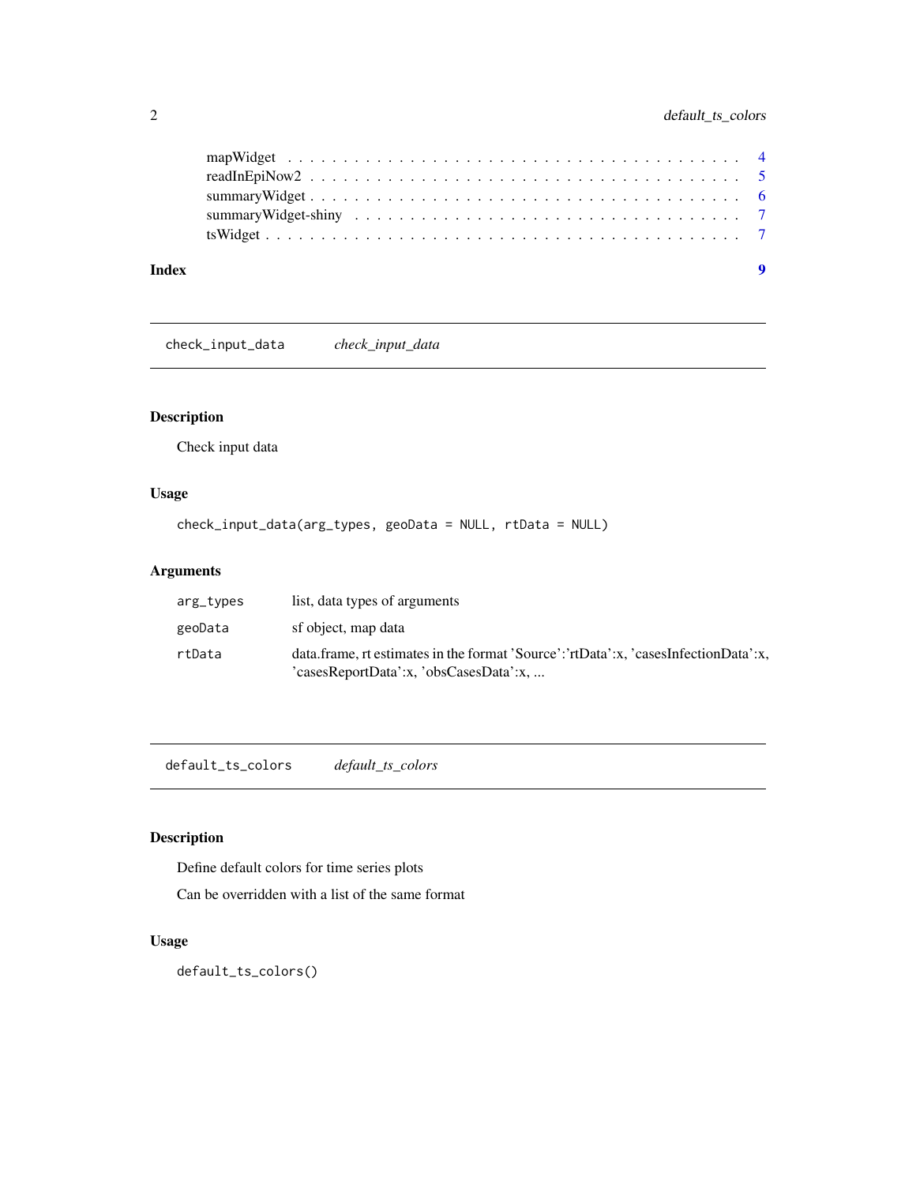| | |
|---|---|
| mapWidget | 4 |
| readInEpiNow2 | 5 |
| summaryWidget | 6 |
| summaryWidget-shiny | 7 |
| tsWidget | 7 |

**Index** **9**

## check_input_data *check_input_data*

### Description

Check input data

### Usage

```
check_input_data(arg_types, geoData = NULL, rtData = NULL)
```

### Arguments

| | |
|---|---|
| arg_types | list, data types of arguments |
| geoData | sf object, map data |
| rtData | data.frame, rt estimates in the format 'Source':'rtData':x, 'casesInfectionData':x, 'casesReportData':x, 'obsCasesData':x, ... |

## default_ts_colors *default_ts_colors*

### Description

Define default colors for time series plots

Can be overridden with a list of the same format

### Usage

```
default_ts_colors()
```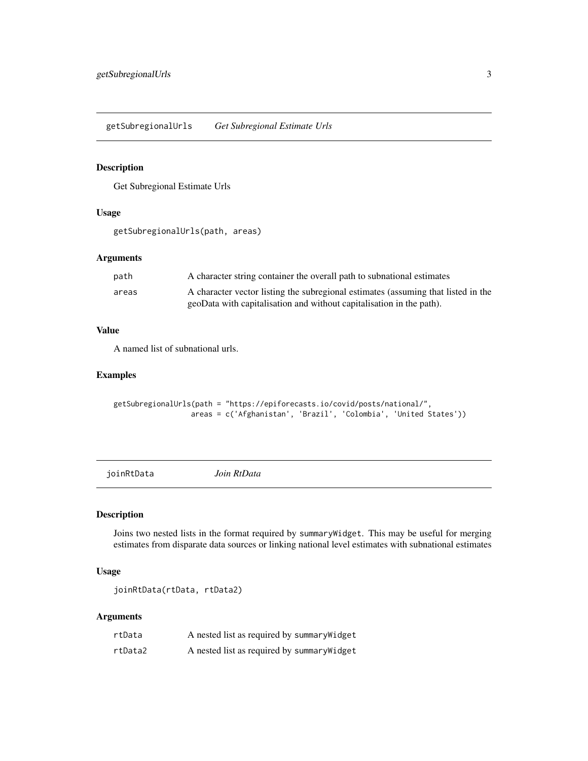## getSubregionalUrls — *Get Subregional Estimate Urls*

### Description

Get Subregional Estimate Urls

### Usage

```
getSubregionalUrls(path, areas)
```

### Arguments

| | |
|---|---|
| `path` | A character string container the overall path to subnational estimates |
| `areas` | A character vector listing the subregional estimates (assuming that listed in the geoData with capitalisation and without capitalisation in the path). |

### Value

A named list of subnational urls.

### Examples

```
getSubregionalUrls(path = "https://epiforecasts.io/covid/posts/national/",
                   areas = c('Afghanistan', 'Brazil', 'Colombia', 'United States'))
```

## joinRtData — *Join RtData*

### Description

Joins two nested lists in the format required by `summaryWidget`. This may be useful for merging estimates from disparate data sources or linking national level estimates with subnational estimates

### Usage

```
joinRtData(rtData, rtData2)
```

### Arguments

| | |
|---|---|
| `rtData` | A nested list as required by `summaryWidget` |
| `rtData2` | A nested list as required by `summaryWidget` |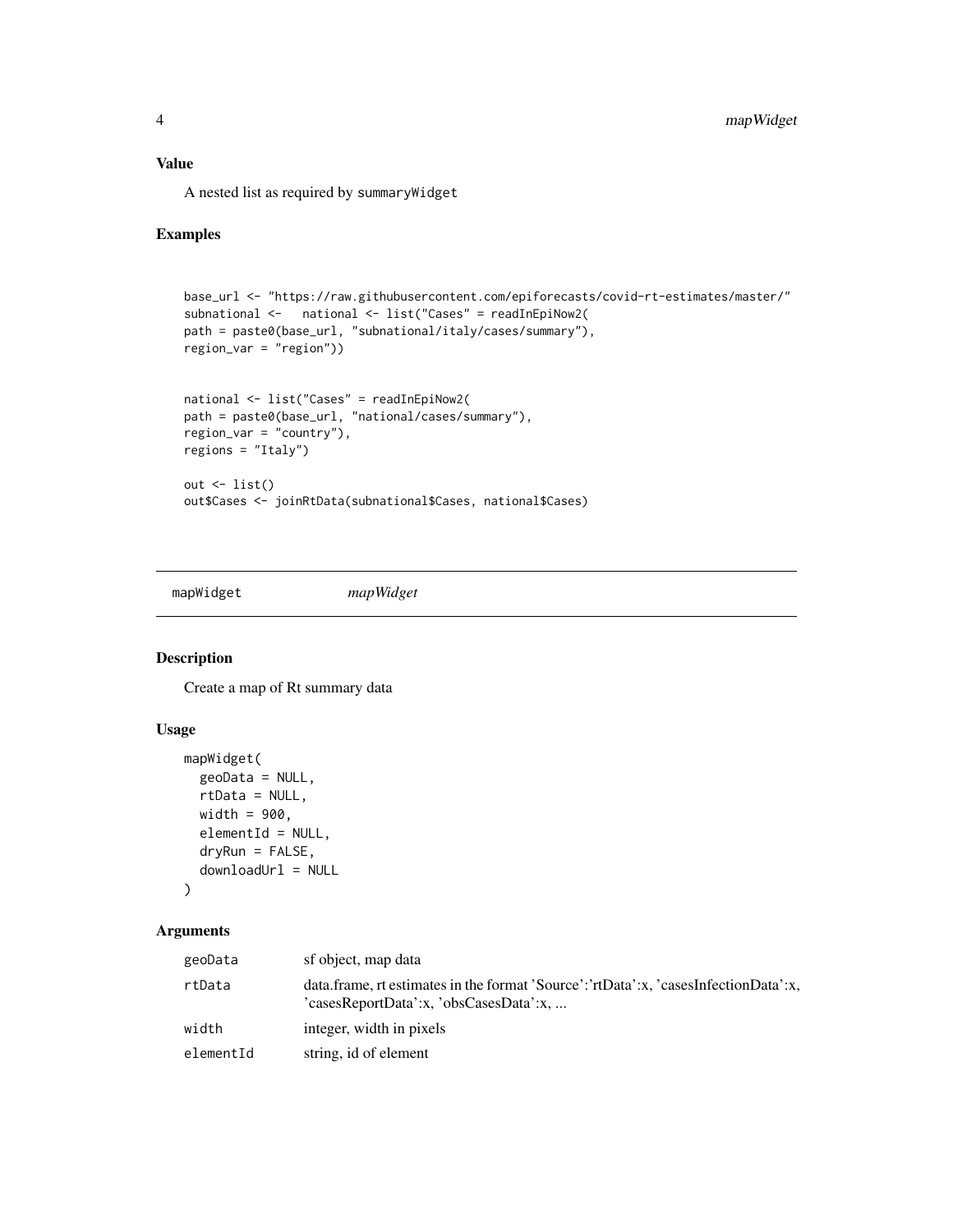## Value

A nested list as required by summaryWidget

## Examples

```
base_url <- "https://raw.githubusercontent.com/epiforecasts/covid-rt-estimates/master/"
subnational <-   national <- list("Cases" = readInEpiNow2(
path = paste0(base_url, "subnational/italy/cases/summary"),
region_var = "region"))


national <- list("Cases" = readInEpiNow2(
path = paste0(base_url, "national/cases/summary"),
region_var = "country"),
regions = "Italy")

out <- list()
out$Cases <- joinRtData(subnational$Cases, national$Cases)
```

---

# mapWidget *mapWidget*

## Description

Create a map of Rt summary data

## Usage

```
mapWidget(
  geoData = NULL,
  rtData = NULL,
  width = 900,
  elementId = NULL,
  dryRun = FALSE,
  downloadUrl = NULL
)
```

## Arguments

| | |
|---|---|
| geoData | sf object, map data |
| rtData | data.frame, rt estimates in the format 'Source':'rtData':x, 'casesInfectionData':x, 'casesReportData':x, 'obsCasesData':x, ... |
| width | integer, width in pixels |
| elementId | string, id of element |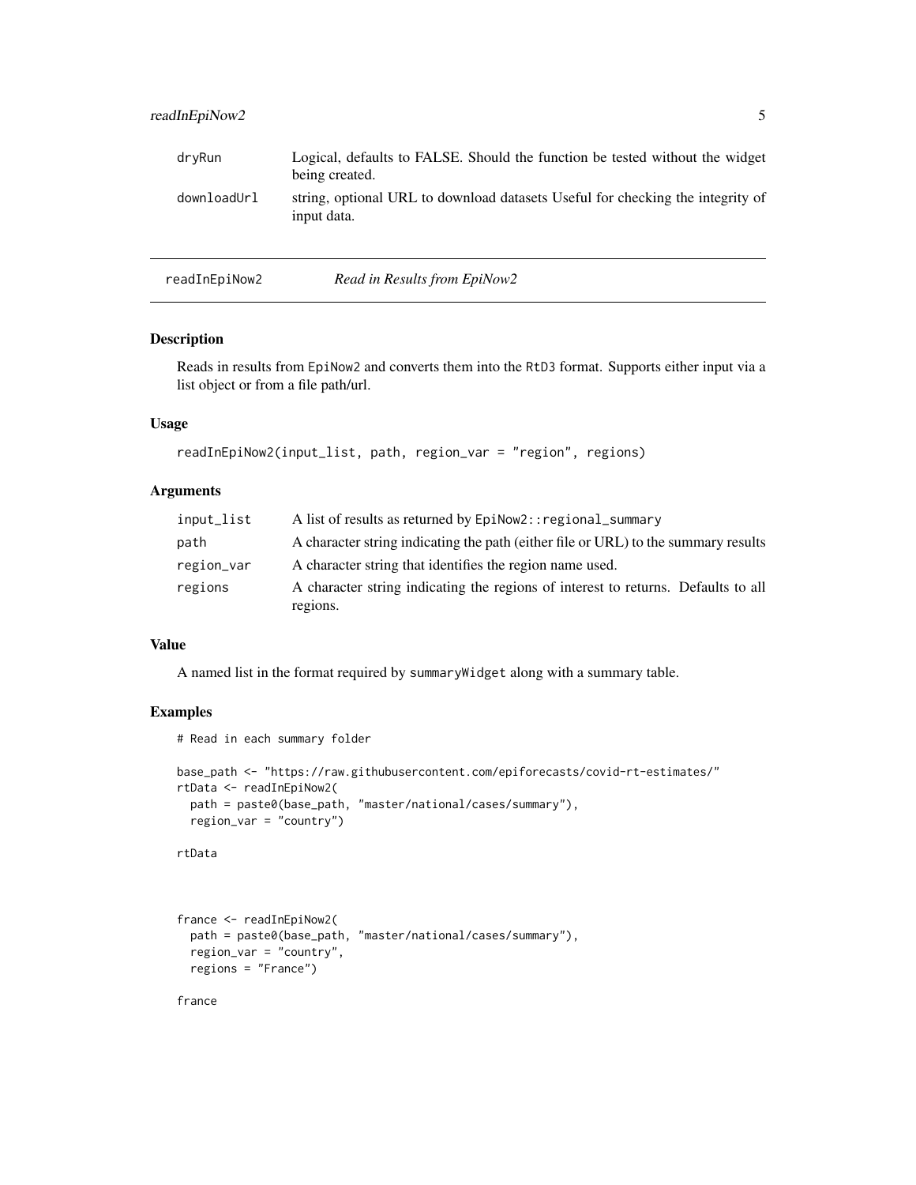| | |
|---|---|
| dryRun | Logical, defaults to FALSE. Should the function be tested without the widget being created. |
| downloadUrl | string, optional URL to download datasets Useful for checking the integrity of input data. |

---

## readInEpiNow2 — *Read in Results from EpiNow2*

### Description

Reads in results from `EpiNow2` and converts them into the `RtD3` format. Supports either input via a list object or from a file path/url.

### Usage

```
readInEpiNow2(input_list, path, region_var = "region", regions)
```

### Arguments

| | |
|---|---|
| input_list | A list of results as returned by `EpiNow2::regional_summary` |
| path | A character string indicating the path (either file or URL) to the summary results |
| region_var | A character string that identifies the region name used. |
| regions | A character string indicating the regions of interest to returns. Defaults to all regions. |

### Value

A named list in the format required by `summaryWidget` along with a summary table.

### Examples

```
# Read in each summary folder

base_path <- "https://raw.githubusercontent.com/epiforecasts/covid-rt-estimates/"
rtData <- readInEpiNow2(
  path = paste0(base_path, "master/national/cases/summary"),
  region_var = "country")

rtData



france <- readInEpiNow2(
  path = paste0(base_path, "master/national/cases/summary"),
  region_var = "country",
  regions = "France")

france
```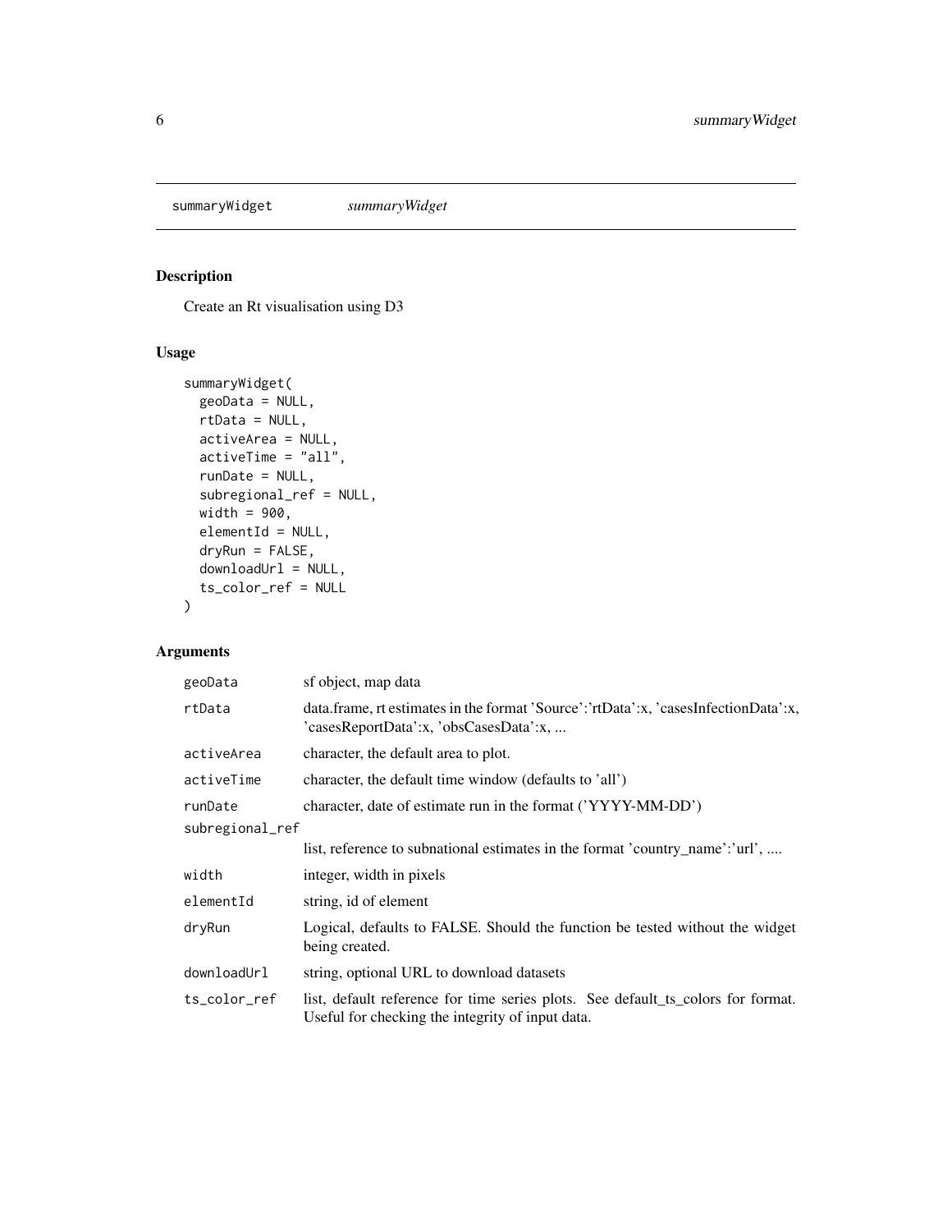# summaryWidget *summaryWidget*

## Description

Create an Rt visualisation using D3

## Usage

```
summaryWidget(
  geoData = NULL,
  rtData = NULL,
  activeArea = NULL,
  activeTime = "all",
  runDate = NULL,
  subregional_ref = NULL,
  width = 900,
  elementId = NULL,
  dryRun = FALSE,
  downloadUrl = NULL,
  ts_color_ref = NULL
)
```

## Arguments

| Argument | Description |
|---|---|
| geoData | sf object, map data |
| rtData | data.frame, rt estimates in the format 'Source':'rtData':x, 'casesInfectionData':x, 'casesReportData':x, 'obsCasesData':x, ... |
| activeArea | character, the default area to plot. |
| activeTime | character, the default time window (defaults to 'all') |
| runDate | character, date of estimate run in the format ('YYYY-MM-DD') |
| subregional_ref | list, reference to subnational estimates in the format 'country_name':'url', .... |
| width | integer, width in pixels |
| elementId | string, id of element |
| dryRun | Logical, defaults to FALSE. Should the function be tested without the widget being created. |
| downloadUrl | string, optional URL to download datasets |
| ts_color_ref | list, default reference for time series plots. See default_ts_colors for format. Useful for checking the integrity of input data. |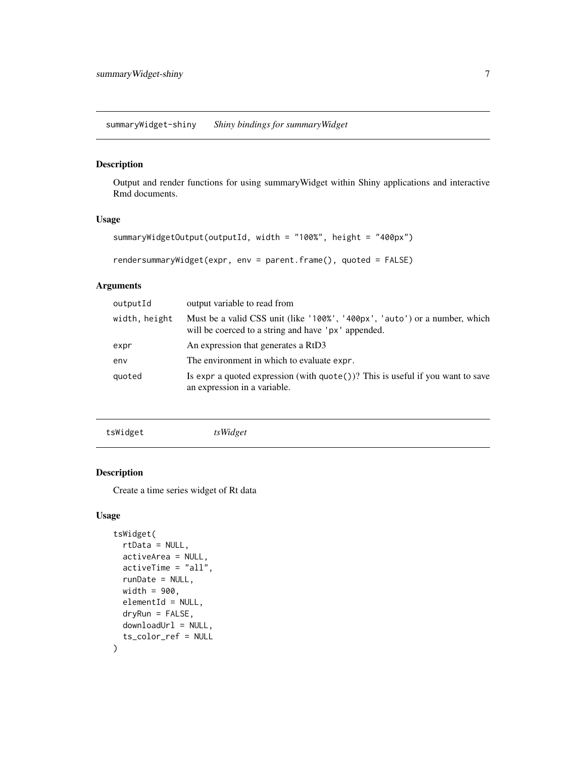## summaryWidget-shiny *Shiny bindings for summaryWidget*

### Description

Output and render functions for using summaryWidget within Shiny applications and interactive Rmd documents.

### Usage

```
summaryWidgetOutput(outputId, width = "100%", height = "400px")

rendersummaryWidget(expr, env = parent.frame(), quoted = FALSE)
```

### Arguments

| | |
|---|---|
| `outputId` | output variable to read from |
| `width, height` | Must be a valid CSS unit (like '100%', '400px', 'auto') or a number, which will be coerced to a string and have 'px' appended. |
| `expr` | An expression that generates a RtD3 |
| `env` | The environment in which to evaluate `expr`. |
| `quoted` | Is `expr` a quoted expression (with `quote()`)? This is useful if you want to save an expression in a variable. |

## tsWidget *tsWidget*

### Description

Create a time series widget of Rt data

### Usage

```
tsWidget(
  rtData = NULL,
  activeArea = NULL,
  activeTime = "all",
  runDate = NULL,
  width = 900,
  elementId = NULL,
  dryRun = FALSE,
  downloadUrl = NULL,
  ts_color_ref = NULL
)
```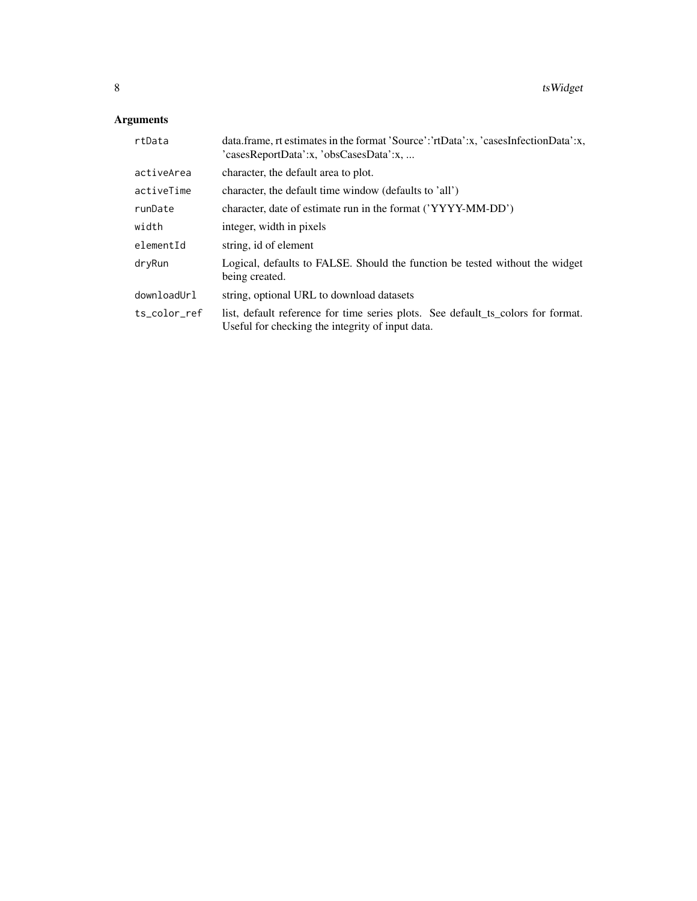## Arguments

| | |
|---|---|
| `rtData` | data.frame, rt estimates in the format 'Source':'rtData':x, 'casesInfectionData':x, 'casesReportData':x, 'obsCasesData':x, ... |
| `activeArea` | character, the default area to plot. |
| `activeTime` | character, the default time window (defaults to 'all') |
| `runDate` | character, date of estimate run in the format ('YYYY-MM-DD') |
| `width` | integer, width in pixels |
| `elementId` | string, id of element |
| `dryRun` | Logical, defaults to FALSE. Should the function be tested without the widget being created. |
| `downloadUrl` | string, optional URL to download datasets |
| `ts_color_ref` | list, default reference for time series plots. See default_ts_colors for format. Useful for checking the integrity of input data. |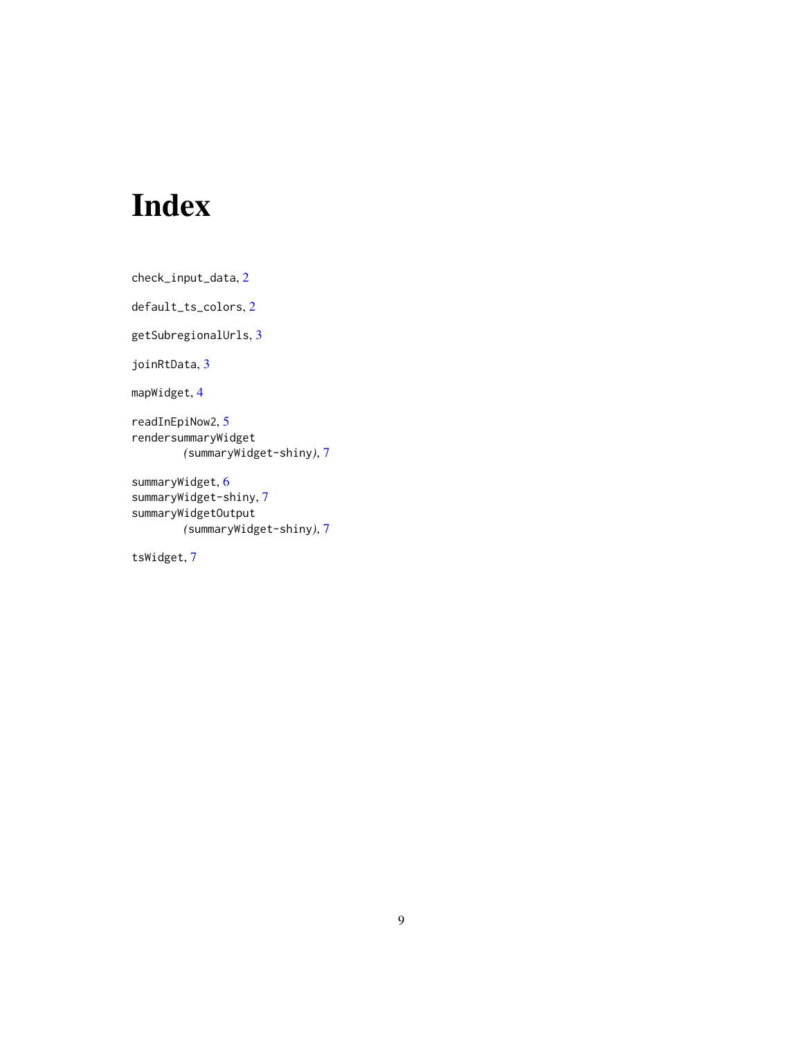# Index

check_input_data, 2

default_ts_colors, 2

getSubregionalUrls, 3

joinRtData, 3

mapWidget, 4

readInEpiNow2, 5
rendersummaryWidget
        *(*summaryWidget-shiny*)*, 7

summaryWidget, 6
summaryWidget-shiny, 7
summaryWidgetOutput
        *(*summaryWidget-shiny*)*, 7

tsWidget, 7